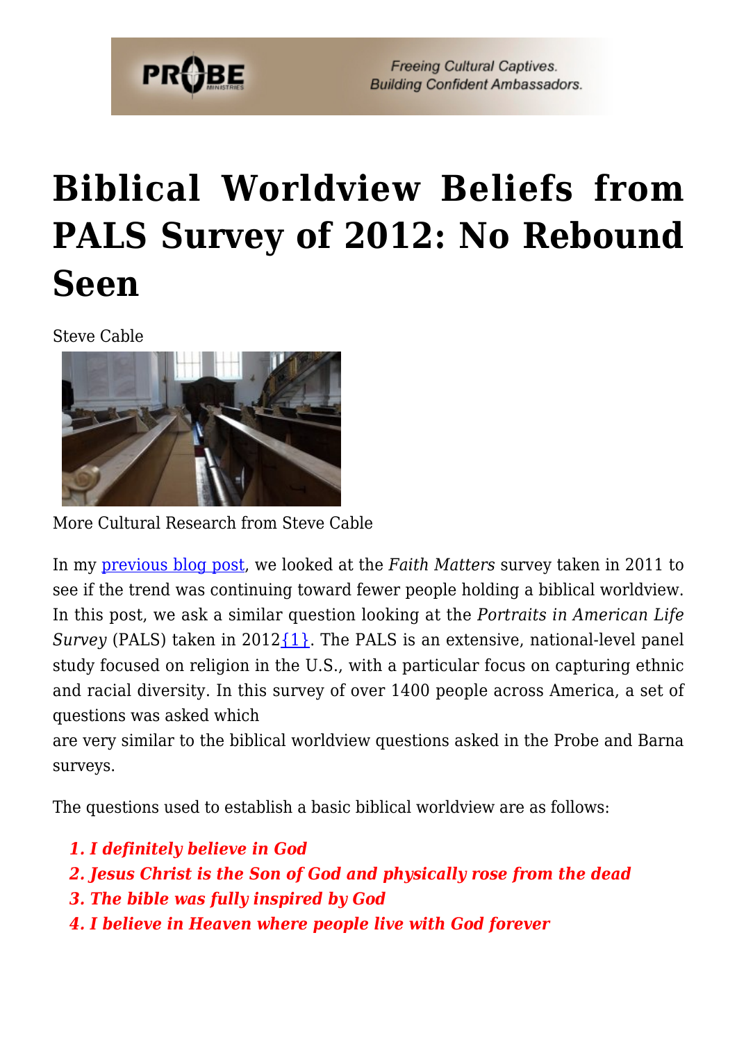# Biblical Worldview Beliefs from PALS Survey of 2012: No Rebound Seen

Steve Cable

More Cultural Research from Steve Cable

In my previous blog post, we looked at the *Faith Matters* survey taken in 2011 to see if the trend was continuing toward fewer people holding a biblical worldview. In this post, we ask a similar question looking at the *Portraits in American Life Survey* (PALS) taken in 2012{1}. The PALS is an extensive, national-level panel study focused on religion in the U.S., with a particular focus on capturing ethnic and racial diversity. In this survey of over 1400 people across America, a set of questions was asked which are very similar to the biblical worldview questions asked in the Probe and Barna surveys.

The questions used to establish a basic biblical worldview are as follows:

1. ***I definitely believe in God***
2. ***Jesus Christ is the Son of God and physically rose from the dead***
3. ***The bible was fully inspired by God***
4. ***I believe in Heaven where people live with God forever***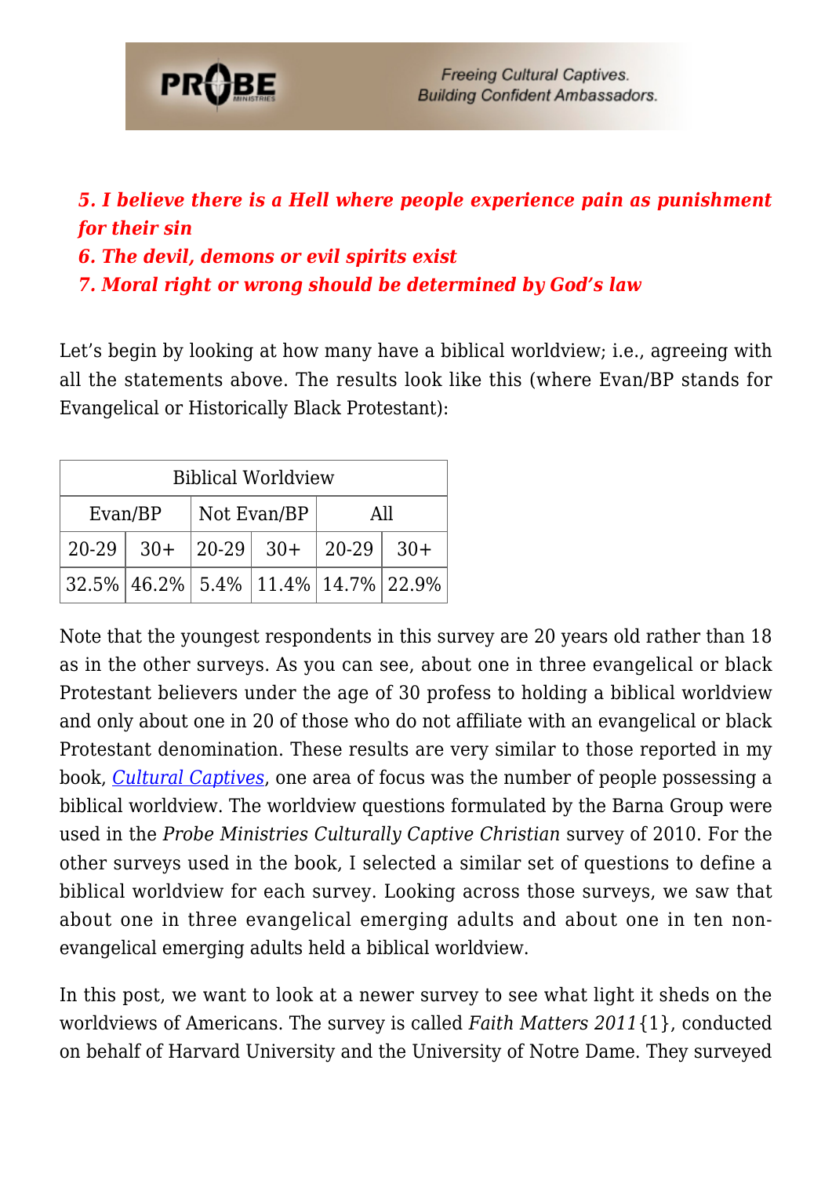***5. I believe there is a Hell where people experience pain as punishment for their sin***
***6. The devil, demons or evil spirits exist***
***7. Moral right or wrong should be determined by God's law***

Let's begin by looking at how many have a biblical worldview; i.e., agreeing with all the statements above. The results look like this (where Evan/BP stands for Evangelical or Historically Black Protestant):

| Biblical Worldview | | | | | |
|---|---|---|---|---|---|
| Evan/BP | | Not Evan/BP | | All | |
| 20-29 | 30+ | 20-29 | 30+ | 20-29 | 30+ |
| 32.5% | 46.2% | 5.4% | 11.4% | 14.7% | 22.9% |

Note that the youngest respondents in this survey are 20 years old rather than 18 as in the other surveys. As you can see, about one in three evangelical or black Protestant believers under the age of 30 profess to holding a biblical worldview and only about one in 20 of those who do not affiliate with an evangelical or black Protestant denomination. These results are very similar to those reported in my book, *Cultural Captives*, one area of focus was the number of people possessing a biblical worldview. The worldview questions formulated by the Barna Group were used in the *Probe Ministries Culturally Captive Christian* survey of 2010. For the other surveys used in the book, I selected a similar set of questions to define a biblical worldview for each survey. Looking across those surveys, we saw that about one in three evangelical emerging adults and about one in ten non-evangelical emerging adults held a biblical worldview.

In this post, we want to look at a newer survey to see what light it sheds on the worldviews of Americans. The survey is called *Faith Matters 2011*{1}, conducted on behalf of Harvard University and the University of Notre Dame. They surveyed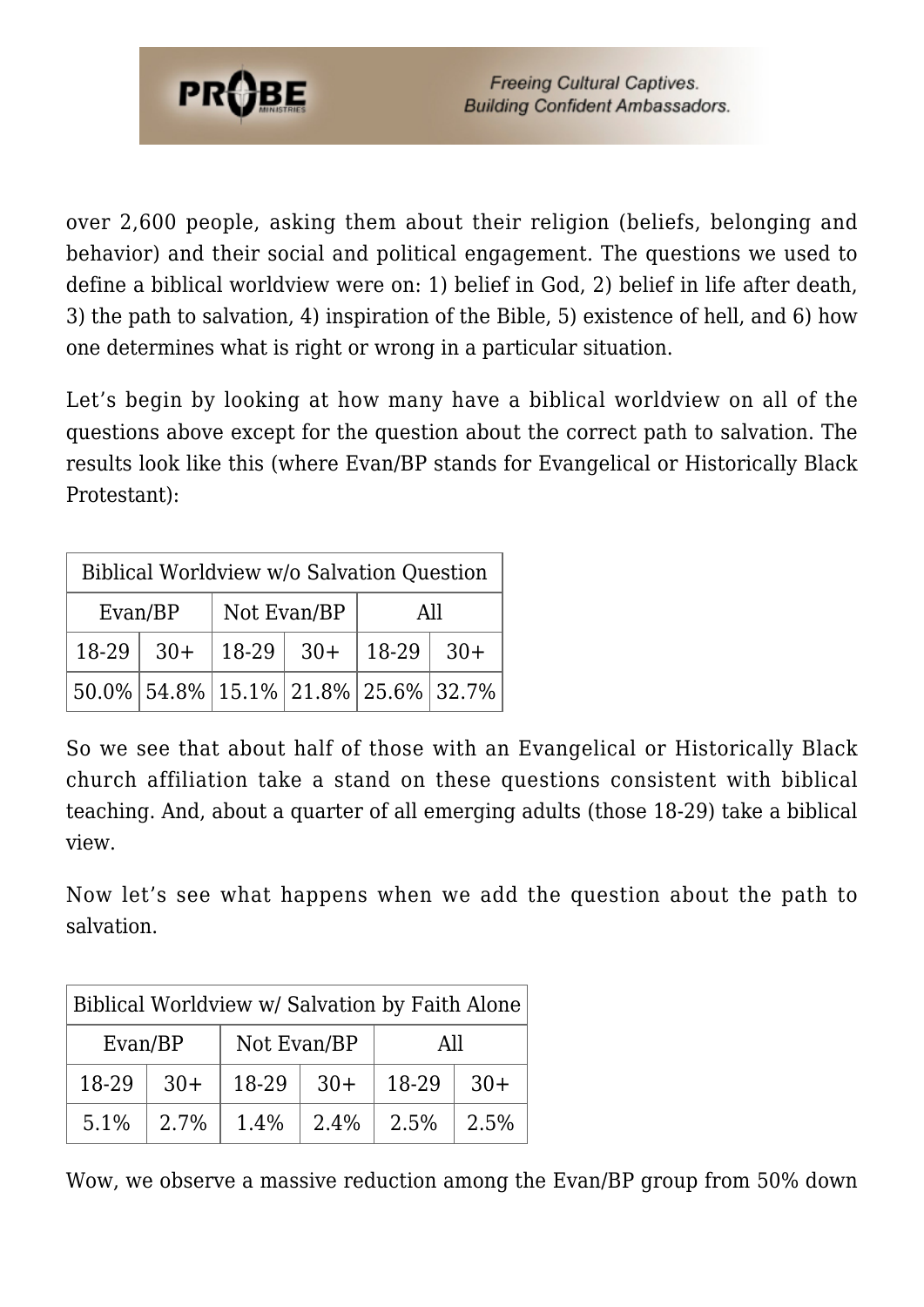over 2,600 people, asking them about their religion (beliefs, belonging and behavior) and their social and political engagement. The questions we used to define a biblical worldview were on: 1) belief in God, 2) belief in life after death, 3) the path to salvation, 4) inspiration of the Bible, 5) existence of hell, and 6) how one determines what is right or wrong in a particular situation.

Let's begin by looking at how many have a biblical worldview on all of the questions above except for the question about the correct path to salvation. The results look like this (where Evan/BP stands for Evangelical or Historically Black Protestant):

| Biblical Worldview w/o Salvation Question | | | | | |
|---|---|---|---|---|---|
| Evan/BP | | Not Evan/BP | | All | |
| 18-29 | 30+ | 18-29 | 30+ | 18-29 | 30+ |
| 50.0% | 54.8% | 15.1% | 21.8% | 25.6% | 32.7% |

So we see that about half of those with an Evangelical or Historically Black church affiliation take a stand on these questions consistent with biblical teaching. And, about a quarter of all emerging adults (those 18-29) take a biblical view.

Now let's see what happens when we add the question about the path to salvation.

| Biblical Worldview w/ Salvation by Faith Alone | | | | | |
|---|---|---|---|---|---|
| Evan/BP | | Not Evan/BP | | All | |
| 18-29 | 30+ | 18-29 | 30+ | 18-29 | 30+ |
| 5.1% | 2.7% | 1.4% | 2.4% | 2.5% | 2.5% |

Wow, we observe a massive reduction among the Evan/BP group from 50% down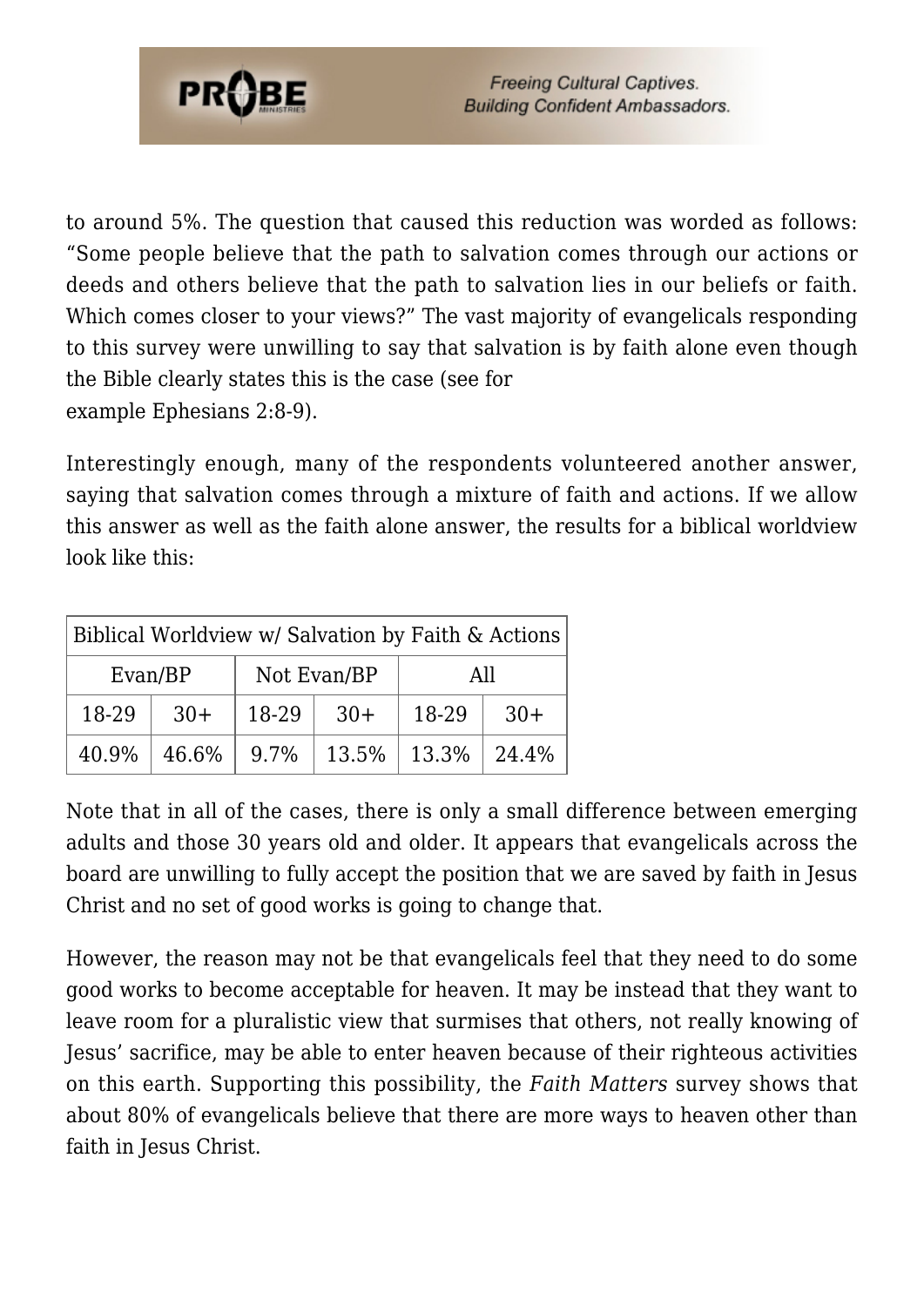to around 5%. The question that caused this reduction was worded as follows: "Some people believe that the path to salvation comes through our actions or deeds and others believe that the path to salvation lies in our beliefs or faith. Which comes closer to your views?" The vast majority of evangelicals responding to this survey were unwilling to say that salvation is by faith alone even though the Bible clearly states this is the case (see for example Ephesians 2:8-9).

Interestingly enough, many of the respondents volunteered another answer, saying that salvation comes through a mixture of faith and actions. If we allow this answer as well as the faith alone answer, the results for a biblical worldview look like this:

| Biblical Worldview w/ Salvation by Faith & Actions | | | | | |
|---|---|---|---|---|---|
| Evan/BP | | Not Evan/BP | | All | |
| 18-29 | 30+ | 18-29 | 30+ | 18-29 | 30+ |
| 40.9% | 46.6% | 9.7% | 13.5% | 13.3% | 24.4% |

Note that in all of the cases, there is only a small difference between emerging adults and those 30 years old and older. It appears that evangelicals across the board are unwilling to fully accept the position that we are saved by faith in Jesus Christ and no set of good works is going to change that.

However, the reason may not be that evangelicals feel that they need to do some good works to become acceptable for heaven. It may be instead that they want to leave room for a pluralistic view that surmises that others, not really knowing of Jesus' sacrifice, may be able to enter heaven because of their righteous activities on this earth. Supporting this possibility, the *Faith Matters* survey shows that about 80% of evangelicals believe that there are more ways to heaven other than faith in Jesus Christ.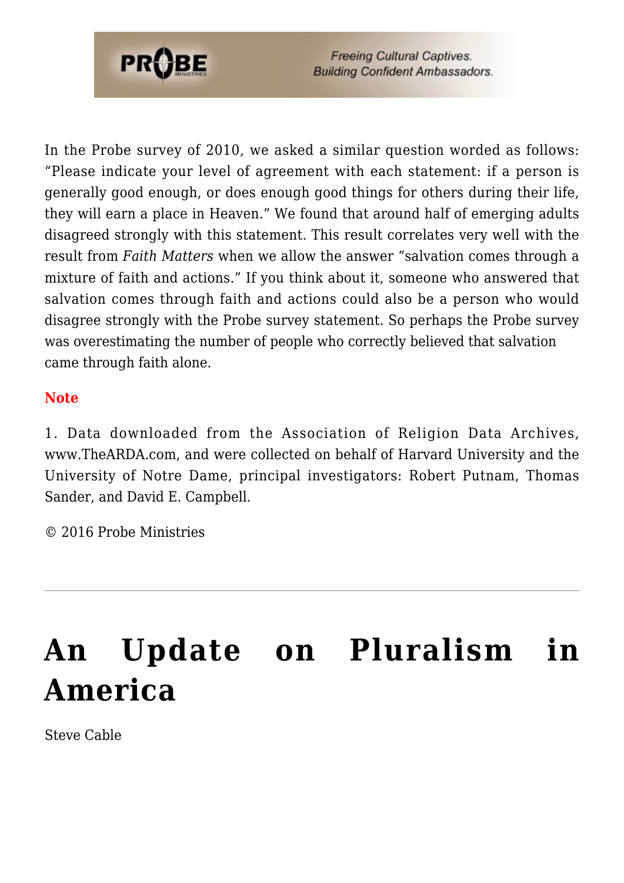In the Probe survey of 2010, we asked a similar question worded as follows: "Please indicate your level of agreement with each statement: if a person is generally good enough, or does enough good things for others during their life, they will earn a place in Heaven." We found that around half of emerging adults disagreed strongly with this statement. This result correlates very well with the result from *Faith Matters* when we allow the answer "salvation comes through a mixture of faith and actions." If you think about it, someone who answered that salvation comes through faith and actions could also be a person who would disagree strongly with the Probe survey statement. So perhaps the Probe survey was overestimating the number of people who correctly believed that salvation came through faith alone.

**Note**

1. Data downloaded from the Association of Religion Data Archives, www.TheARDA.com, and were collected on behalf of Harvard University and the University of Notre Dame, principal investigators: Robert Putnam, Thomas Sander, and David E. Campbell.

© 2016 Probe Ministries

---

# An Update on Pluralism in America

Steve Cable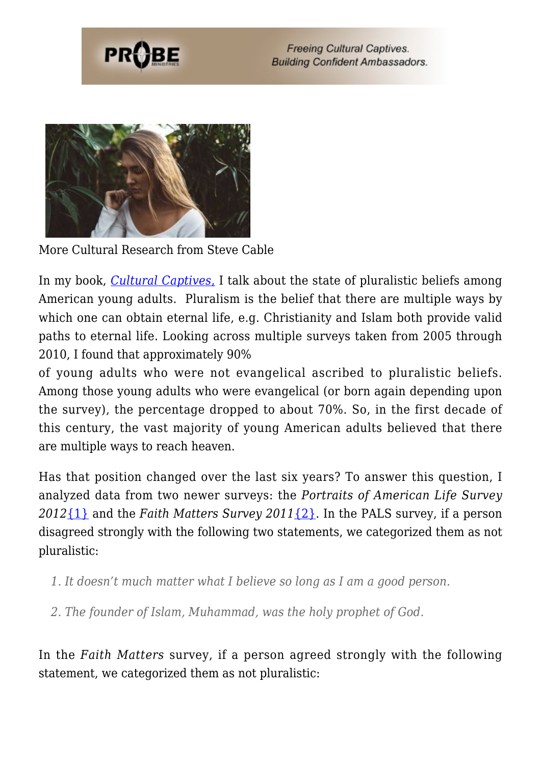More Cultural Research from Steve Cable

In my book, *Cultural Captives,* I talk about the state of pluralistic beliefs among American young adults. Pluralism is the belief that there are multiple ways by which one can obtain eternal life, e.g. Christianity and Islam both provide valid paths to eternal life. Looking across multiple surveys taken from 2005 through 2010, I found that approximately 90% of young adults who were not evangelical ascribed to pluralistic beliefs. Among those young adults who were evangelical (or born again depending upon the survey), the percentage dropped to about 70%. So, in the first decade of this century, the vast majority of young American adults believed that there are multiple ways to reach heaven.

Has that position changed over the last six years? To answer this question, I analyzed data from two newer surveys: the *Portraits of American Life Survey 2012*{1} and the *Faith Matters Survey 2011*{2}. In the PALS survey, if a person disagreed strongly with the following two statements, we categorized them as not pluralistic:

1. *It doesn't much matter what I believe so long as I am a good person.*
2. *The founder of Islam, Muhammad, was the holy prophet of God.*

In the *Faith Matters* survey, if a person agreed strongly with the following statement, we categorized them as not pluralistic: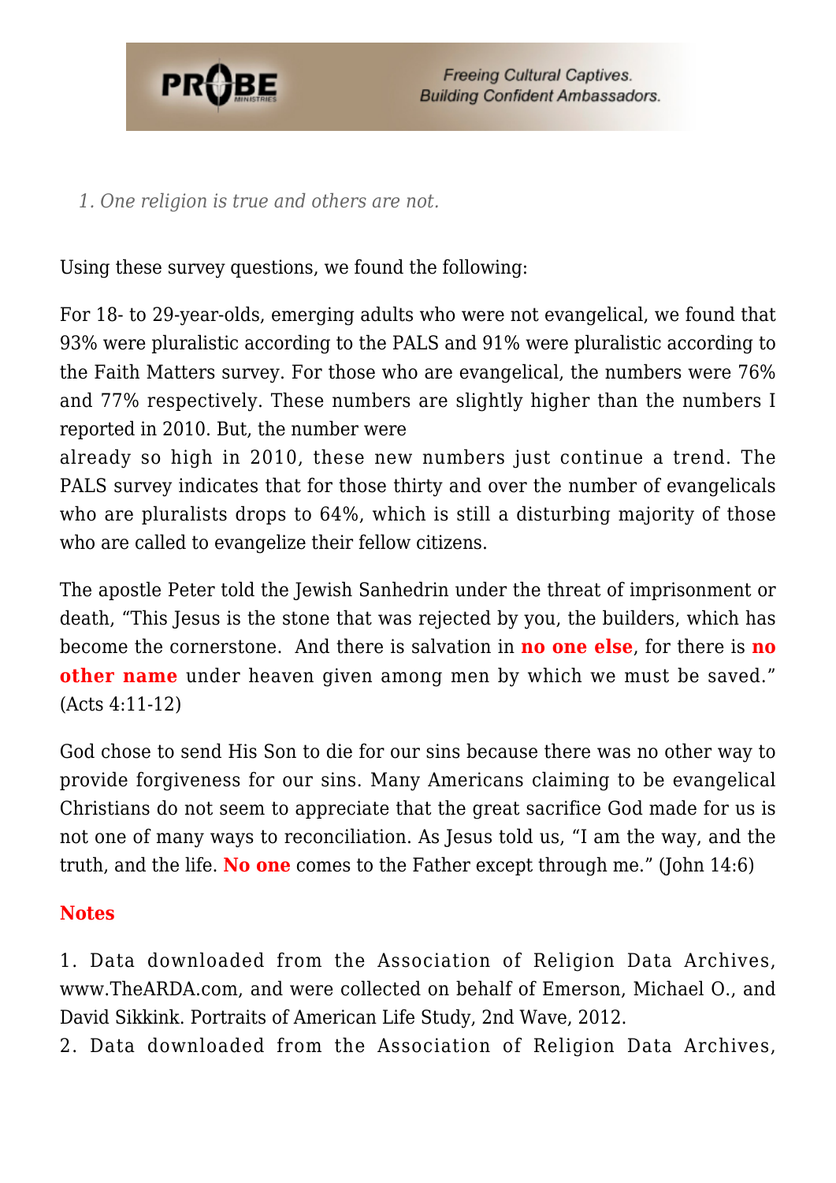*1. One religion is true and others are not.*

Using these survey questions, we found the following:

For 18- to 29-year-olds, emerging adults who were not evangelical, we found that 93% were pluralistic according to the PALS and 91% were pluralistic according to the Faith Matters survey. For those who are evangelical, the numbers were 76% and 77% respectively. These numbers are slightly higher than the numbers I reported in 2010. But, the number were already so high in 2010, these new numbers just continue a trend. The PALS survey indicates that for those thirty and over the number of evangelicals who are pluralists drops to 64%, which is still a disturbing majority of those who are called to evangelize their fellow citizens.

The apostle Peter told the Jewish Sanhedrin under the threat of imprisonment or death, "This Jesus is the stone that was rejected by you, the builders, which has become the cornerstone. And there is salvation in **no one else**, for there is **no other name** under heaven given among men by which we must be saved." (Acts 4:11-12)

God chose to send His Son to die for our sins because there was no other way to provide forgiveness for our sins. Many Americans claiming to be evangelical Christians do not seem to appreciate that the great sacrifice God made for us is not one of many ways to reconciliation. As Jesus told us, "I am the way, and the truth, and the life. **No one** comes to the Father except through me." (John 14:6)

**Notes**

1. Data downloaded from the Association of Religion Data Archives, www.TheARDA.com, and were collected on behalf of Emerson, Michael O., and David Sikkink. Portraits of American Life Study, 2nd Wave, 2012.
2. Data downloaded from the Association of Religion Data Archives,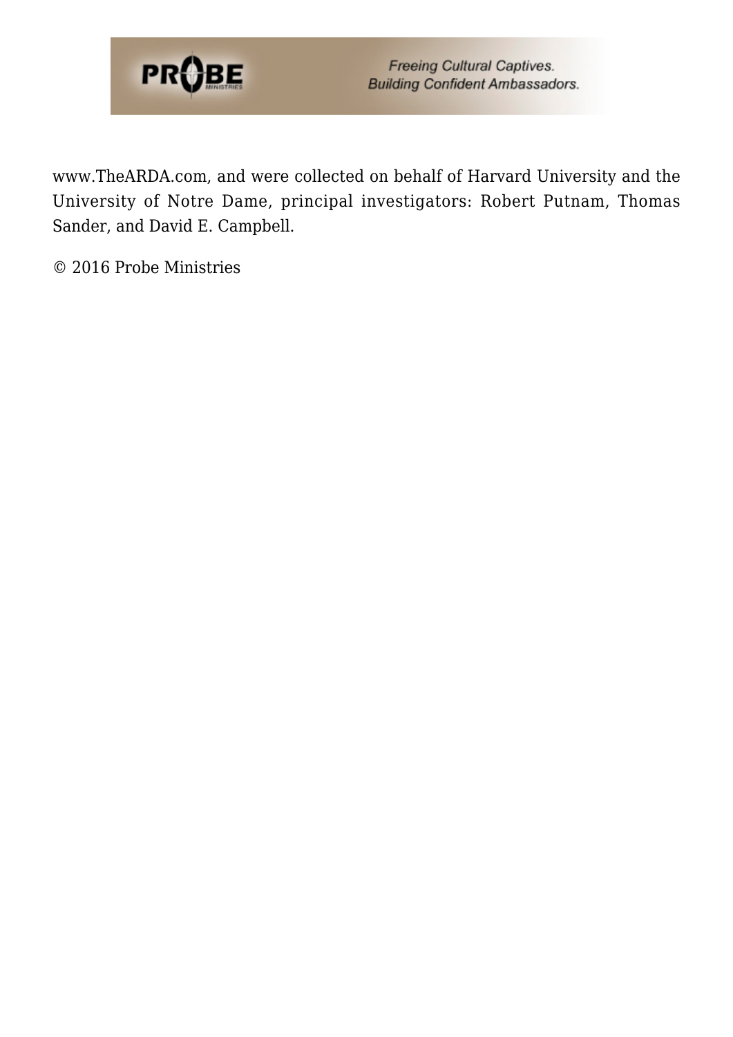www.TheARDA.com, and were collected on behalf of Harvard University and the University of Notre Dame, principal investigators: Robert Putnam, Thomas Sander, and David E. Campbell.

© 2016 Probe Ministries